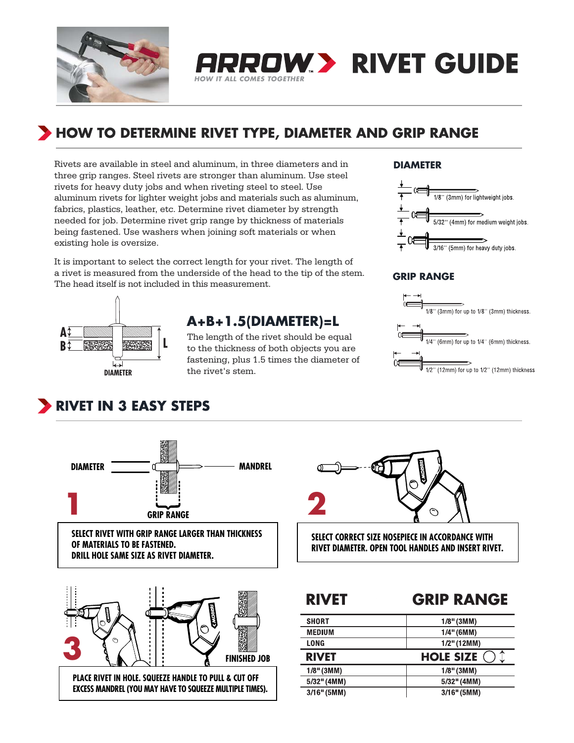# ARROW RIVET GUIDE

*HOW IT ALL COMES TOGETHER*

## HOW TO DETERMINE RIVET TYPE, DIAMETER AND GRIP RANGE

Rivets are available in steel and aluminum, in three diameters and in three grip ranges. Steel rivets are stronger than aluminum. Use steel rivets for heavy duty jobs and when riveting steel to steel. Use aluminum rivets for lighter weight jobs and materials such as aluminum, fabrics, plastics, leather, etc. Determine rivet diameter by strength needed for job. Determine rivet grip range by thickness of materials being fastened. Use washers when joining soft materials or when existing hole is oversize.

It is important to select the correct length for your rivet. The length of a rivet is measured from the underside of the head to the tip of the stem. The head itself is not included in this measurement.

A
B
L
DIAMETER

### A+B+1.5(DIAMETER)=L

The length of the rivet should be equal to the thickness of both objects you are fastening, plus 1.5 times the diameter of the rivet's stem.

### DIAMETER

- 1/8'' (3mm) for lightweight jobs.
- 5/32'' (4mm) for medium weight jobs.
- 3/16'' (5mm) for heavy duty jobs.

### GRIP RANGE

- 1/8'' (3mm) for up to 1/8'' (3mm) thickness.
- 1/4'' (6mm) for up to 1/4'' (6mm) thickness.
- 1/2'' (12mm) for up to 1/2'' (12mm) thickness

## RIVET IN 3 EASY STEPS

DIAMETER — MANDREL — GRIP RANGE

**1** SELECT RIVET WITH GRIP RANGE LARGER THAN THICKNESS OF MATERIALS TO BE FASTENED. DRILL HOLE SAME SIZE AS RIVET DIAMETER.

**2** SELECT CORRECT SIZE NOSEPIECE IN ACCORDANCE WITH RIVET DIAMETER. OPEN TOOL HANDLES AND INSERT RIVET.

**3** PLACE RIVET IN HOLE. SQUEEZE HANDLE TO PULL & CUT OFF EXCESS MANDREL (YOU MAY HAVE TO SQUEEZE MULTIPLE TIMES).

FINISHED JOB

| RIVET | GRIP RANGE |
|---|---|
| SHORT | 1/8" (3MM) |
| MEDIUM | 1/4" (6MM) |
| LONG | 1/2" (12MM) |
| **RIVET** | **HOLE SIZE** |
| 1/8" (3MM) | 1/8" (3MM) |
| 5/32" (4MM) | 5/32" (4MM) |
| 3/16" (5MM) | 3/16" (5MM) |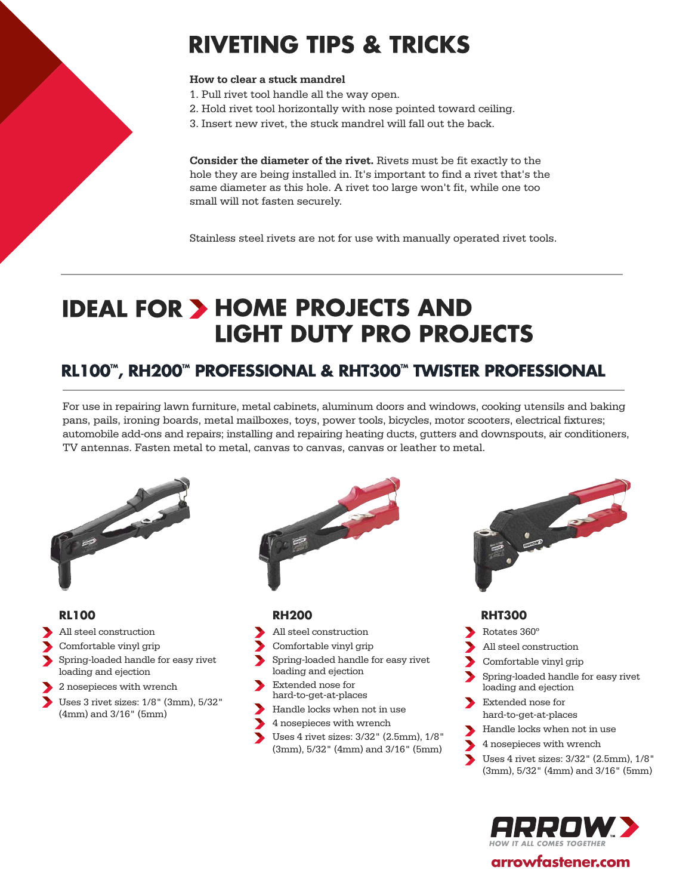# RIVETING TIPS & TRICKS

**How to clear a stuck mandrel**

1. Pull rivet tool handle all the way open.
2. Hold rivet tool horizontally with nose pointed toward ceiling.
3. Insert new rivet, the stuck mandrel will fall out the back.

**Consider the diameter of the rivet.** Rivets must be fit exactly to the hole they are being installed in. It's important to find a rivet that's the same diameter as this hole. A rivet too large won't fit, while one too small will not fasten securely.

Stainless steel rivets are not for use with manually operated rivet tools.

# IDEAL FOR › HOME PROJECTS AND LIGHT DUTY PRO PROJECTS

## RL100™, RH200™ PROFESSIONAL & RHT300™ TWISTER PROFESSIONAL

For use in repairing lawn furniture, metal cabinets, aluminum doors and windows, cooking utensils and baking pans, pails, ironing boards, metal mailboxes, toys, power tools, bicycles, motor scooters, electrical fixtures; automobile add-ons and repairs; installing and repairing heating ducts, gutters and downspouts, air conditioners, TV antennas. Fasten metal to metal, canvas to canvas, canvas or leather to metal.

### RL100

- All steel construction
- Comfortable vinyl grip
- Spring-loaded handle for easy rivet loading and ejection
- 2 nosepieces with wrench
- Uses 3 rivet sizes: 1/8" (3mm), 5/32" (4mm) and 3/16" (5mm)

### RH200

- All steel construction
- Comfortable vinyl grip
- Spring-loaded handle for easy rivet loading and ejection
- Extended nose for hard-to-get-at-places
- Handle locks when not in use
- 4 nosepieces with wrench
- Uses 4 rivet sizes: 3/32" (2.5mm), 1/8" (3mm), 5/32" (4mm) and 3/16" (5mm)

### RHT300

- Rotates 360°
- All steel construction
- Comfortable vinyl grip
- Spring-loaded handle for easy rivet loading and ejection
- Extended nose for hard-to-get-at-places
- Handle locks when not in use
- 4 nosepieces with wrench
- Uses 4 rivet sizes: 3/32" (2.5mm), 1/8" (3mm), 5/32" (4mm) and 3/16" (5mm)

ARROW™
HOW IT ALL COMES TOGETHER
arrowfastener.com